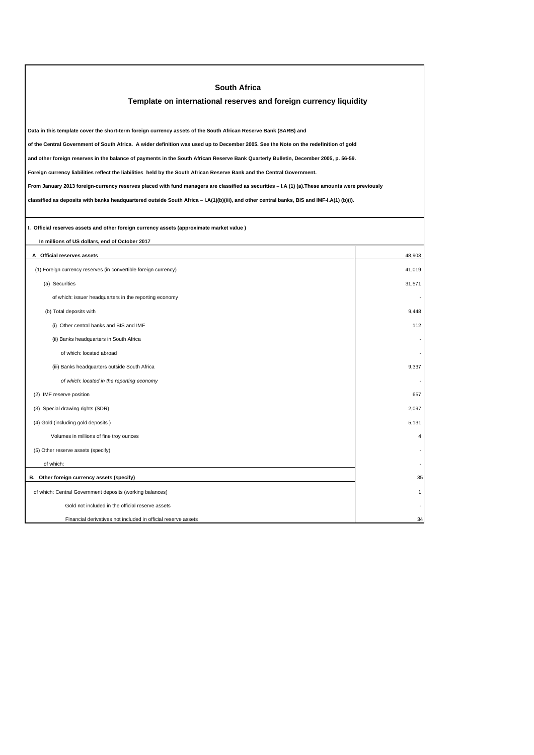# South Africa

## Template on international reserves and foreign currency liquidity

**Data in this template cover the short-term foreign currency assets of the South African Reserve Bank (SARB) and**

**of the Central Government of South Africa. A wider definition was used up to December 2005. See the Note on the redefinition of gold**

**and other foreign reserves in the balance of payments in the South African Reserve Bank Quarterly Bulletin, December 2005, p. 56-59.**

**Foreign currency liabilities reflect the liabilities held by the South African Reserve Bank and the Central Government.**

**From January 2013 foreign-currency reserves placed with fund managers are classified as securities – I.A (1) (a).These amounts were previously**

**classified as deposits with banks headquartered outside South Africa – I.A(1)(b)(iii), and other central banks, BIS and IMF-I.A(1) (b)(i).**

**I. Official reserves assets and other foreign currency assets (approximate market value )**

**In millions of US dollars, end of October 2017**

| | |
|---|---|
| **A Official reserves assets** | 48,903 |
| (1) Foreign currency reserves (in convertible foreign currency) | 41,019 |
| (a) Securities | 31,571 |
| of which: issuer headquarters in the reporting economy | - |
| (b) Total deposits with | 9,448 |
| (i) Other central banks and BIS and IMF | 112 |
| (ii) Banks headquarters in South Africa | - |
| of which: located abroad | - |
| (iii) Banks headquarters outside South Africa | 9,337 |
| *of which: located in the reporting economy* | - |
| (2) IMF reserve position | 657 |
| (3) Special drawing rights (SDR) | 2,097 |
| (4) Gold (including gold deposits ) | 5,131 |
| Volumes in millions of fine troy ounces | 4 |
| (5) Other reserve assets (specify) | - |
| of which: | - |
| **B. Other foreign currency assets (specify)** | 35 |
| of which: Central Government deposits (working balances) | 1 |
| Gold not included in the official reserve assets | - |
| Financial derivatives not included in official reserve assets | 34 |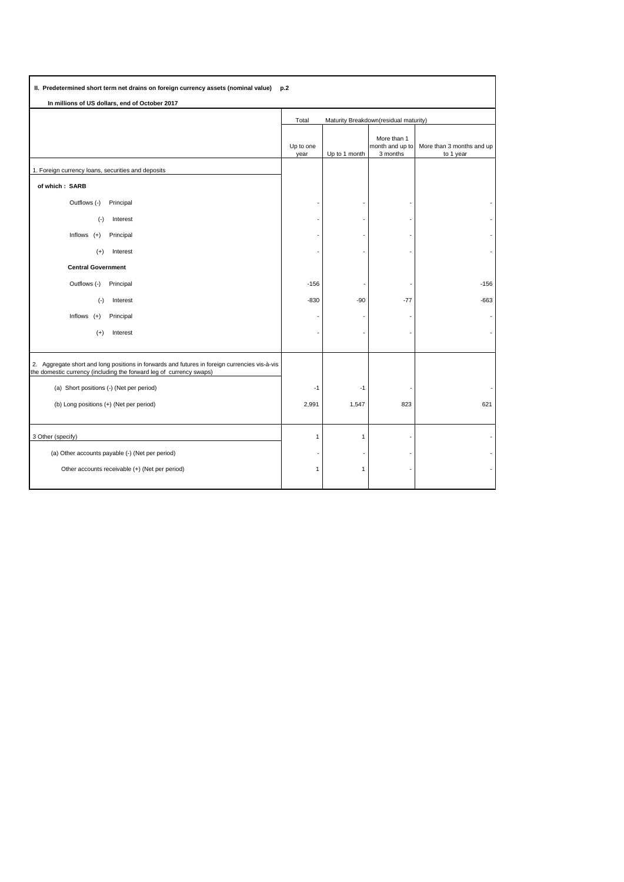**II. Predetermined short term net drains on foreign currency assets (nominal value) p.2**

**In millions of US dollars, end of October 2017**

| | Total | Maturity Breakdown(residual maturity) | | |
|---|---|---|---|---|
| | Up to one year | Up to 1 month | More than 1 month and up to 3 months | More than 3 months and up to 1 year |
| 1. Foreign currency loans, securities and deposits | | | | |
| **of which : SARB** | | | | |
| Outflows (-) Principal | - | - | - | - |
| (-) Interest | - | - | - | - |
| Inflows (+) Principal | - | - | - | - |
| (+) Interest | - | - | - | - |
| **Central Government** | | | | |
| Outflows (-) Principal | -156 | - | - | -156 |
| (-) Interest | -830 | -90 | -77 | -663 |
| Inflows (+) Principal | - | - | - | - |
| (+) Interest | - | - | - | - |
| 2. Aggregate short and long positions in forwards and futures in foreign currencies vis-à-vis the domestic currency (including the forward leg of currency swaps) | | | | |
| (a) Short positions (-) (Net per period) | -1 | -1 | - | - |
| (b) Long positions (+) (Net per period) | 2,991 | 1,547 | 823 | 621 |
| 3 Other (specify) | 1 | 1 | - | - |
| (a) Other accounts payable (-) (Net per period) | - | - | - | - |
| Other accounts receivable (+) (Net per period) | 1 | 1 | - | - |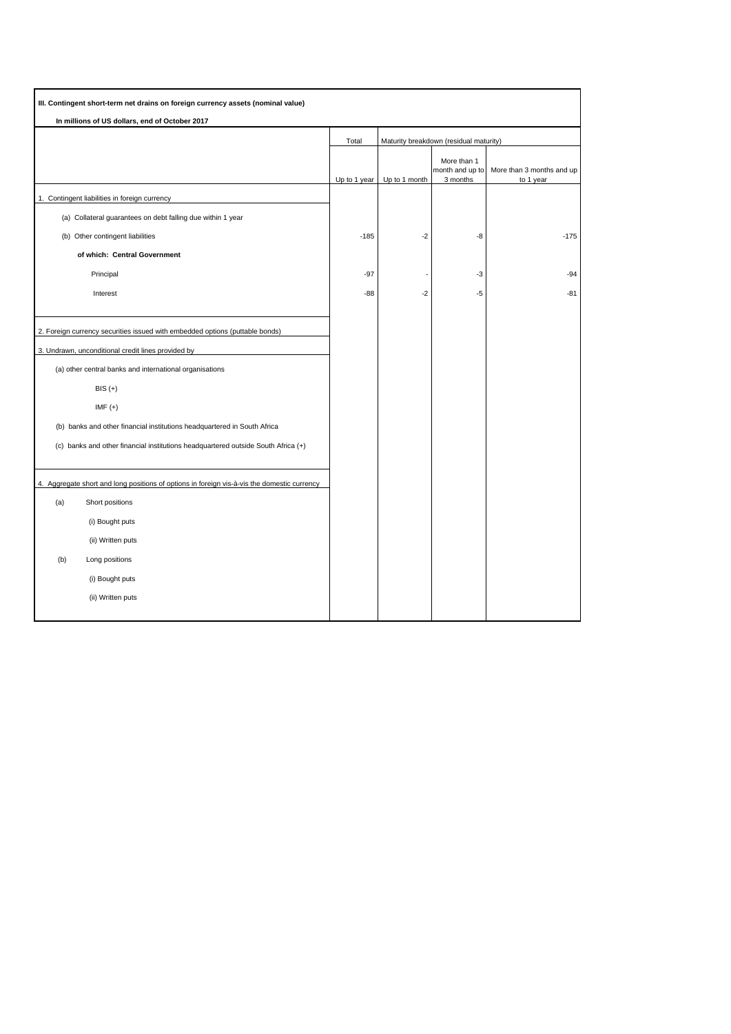**III. Contingent short-term net drains on foreign currency assets (nominal value)**

**In millions of US dollars, end of October 2017**

| | Total | Maturity breakdown (residual maturity) | | |
|---|---|---|---|---|
| | Up to 1 year | Up to 1 month | More than 1 month and up to 3 months | More than 3 months and up to 1 year |
| 1. Contingent liabilities in foreign currency | | | | |
| (a) Collateral guarantees on debt falling due within 1 year | | | | |
| (b) Other contingent liabilities | -185 | -2 | -8 | -175 |
| **of which: Central Government** | | | | |
| Principal | -97 | - | -3 | -94 |
| Interest | -88 | -2 | -5 | -81 |
| 2. Foreign currency securities issued with embedded options (puttable bonds) | | | | |
| 3. Undrawn, unconditional credit lines provided by | | | | |
| (a) other central banks and international organisations | | | | |
| BIS (+) | | | | |
| IMF (+) | | | | |
| (b) banks and other financial institutions headquartered in South Africa | | | | |
| (c) banks and other financial institutions headquartered outside South Africa (+) | | | | |
| 4. Aggregate short and long positions of options in foreign vis-à-vis the domestic currency | | | | |
| (a) Short positions | | | | |
| (i) Bought puts | | | | |
| (ii) Written puts | | | | |
| (b) Long positions | | | | |
| (i) Bought puts | | | | |
| (ii) Written puts | | | | |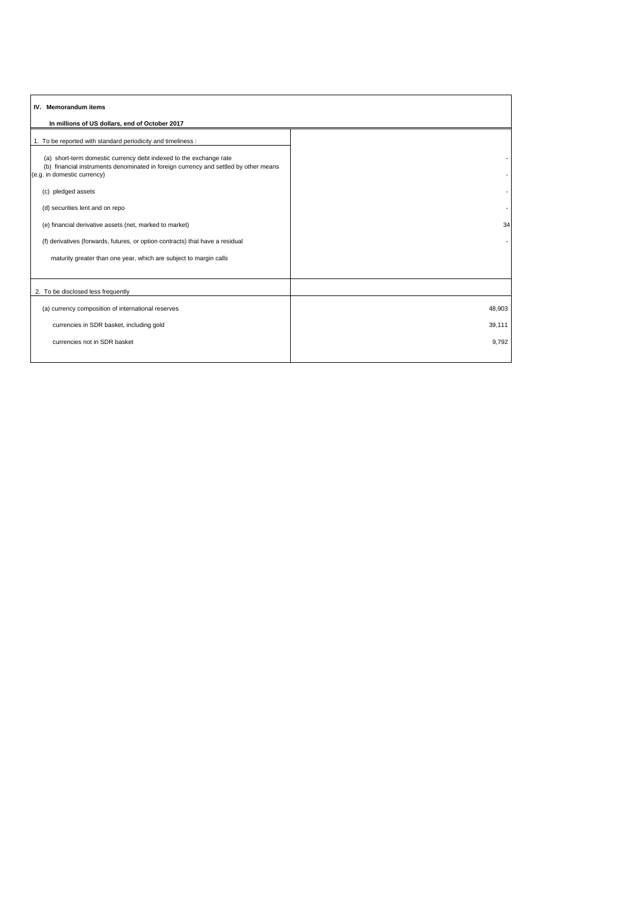| IV. Memorandum items | |
|---|---|
| **In millions of US dollars, end of October 2017** | |
| 1. To be reported with standard periodicity and timeliness : | |
| (a) short-term domestic currency debt indexed to the exchange rate | - |
| (b) financial instruments denominated in foreign currency and settled by other means (e.g. in domestic currency) | - |
| (c) pledged assets | - |
| (d) securities lent and on repo | - |
| (e) financial derivative assets (net, marked to market) | 34 |
| (f) derivatives (forwards, futures, or option contracts) that have a residual | - |
| maturity greater than one year, which are subject to margin calls | |
| 2. To be disclosed less frequently | |
| (a) currency composition of international reserves | 48,903 |
| currencies in SDR basket, including gold | 39,111 |
| currencies not in SDR basket | 9,792 |